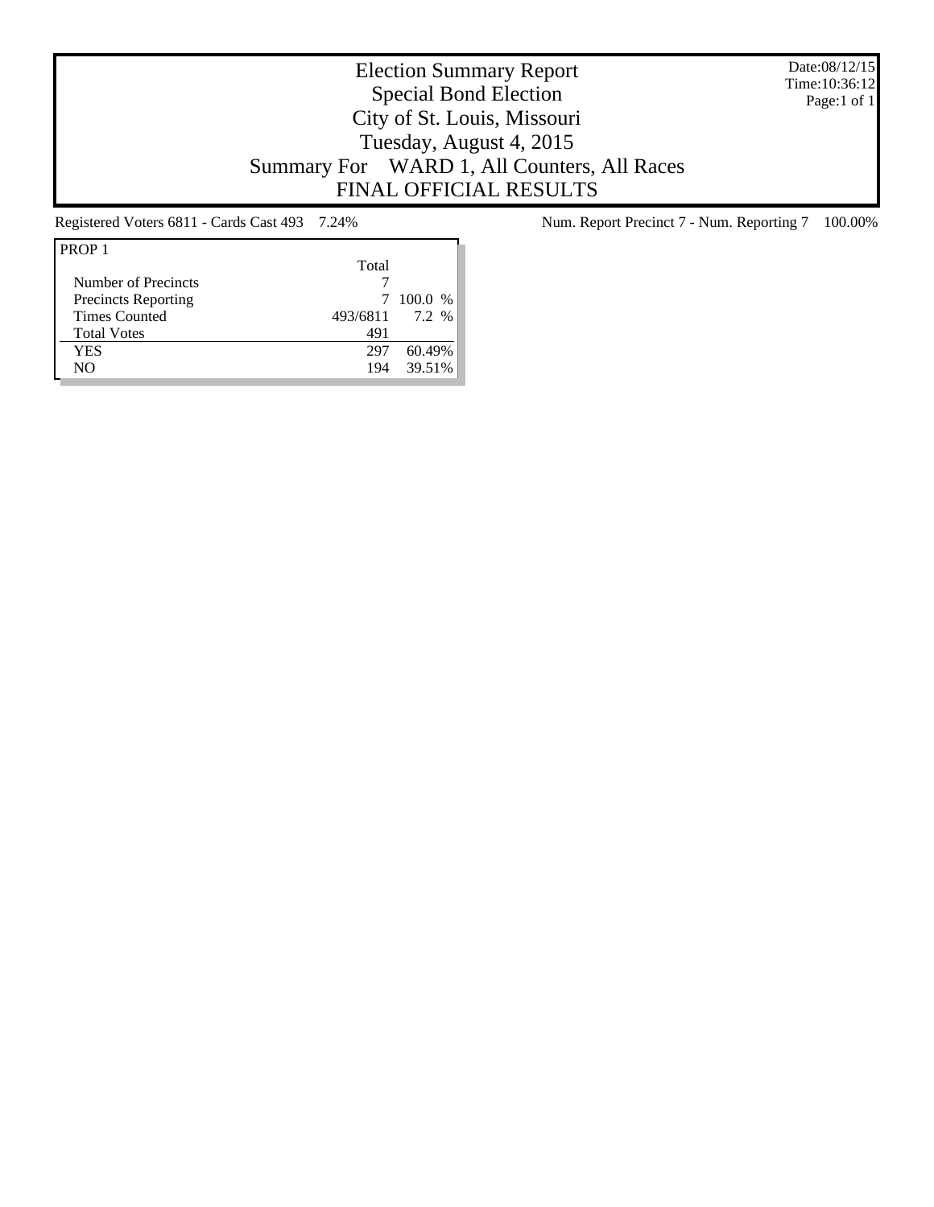# Election Summary Report
## Special Bond Election
## City of St. Louis, Missouri
## Tuesday, August 4, 2015
## Summary For WARD 1, All Counters, All Races
## FINAL OFFICIAL RESULTS

Date:08/12/15
Time:10:36:12
Page:1 of 1

Registered Voters 6811 - Cards Cast 493 7.24%

Num. Report Precinct 7 - Num. Reporting 7 100.00%

| PROP 1 | Total | |
|---|---|---|
| Number of Precincts | 7 | |
| Precincts Reporting | 7 | 100.0 % |
| Times Counted | 493/6811 | 7.2 % |
| Total Votes | 491 | |
| YES | 297 | 60.49% |
| NO | 194 | 39.51% |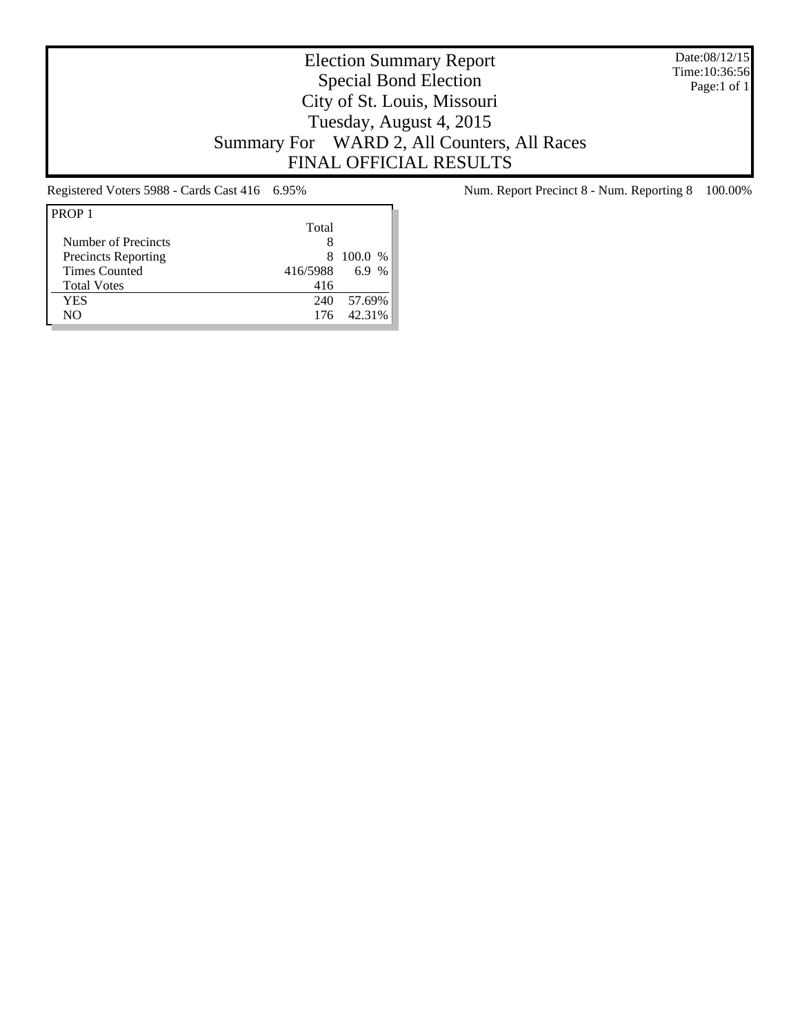# Election Summary Report

## Special Bond Election

## City of St. Louis, Missouri

## Tuesday, August 4, 2015

## Summary For WARD 2, All Counters, All Races

## FINAL OFFICIAL RESULTS

Date:08/12/15
Time:10:36:56
Page:1 of 1

Registered Voters 5988 - Cards Cast 416 6.95%

Num. Report Precinct 8 - Num. Reporting 8 100.00%

| PROP 1 | Total | |
|---|---|---|
| Number of Precincts | 8 | |
| Precincts Reporting | 8 | 100.0 % |
| Times Counted | 416/5988 | 6.9 % |
| Total Votes | 416 | |
| YES | 240 | 57.69% |
| NO | 176 | 42.31% |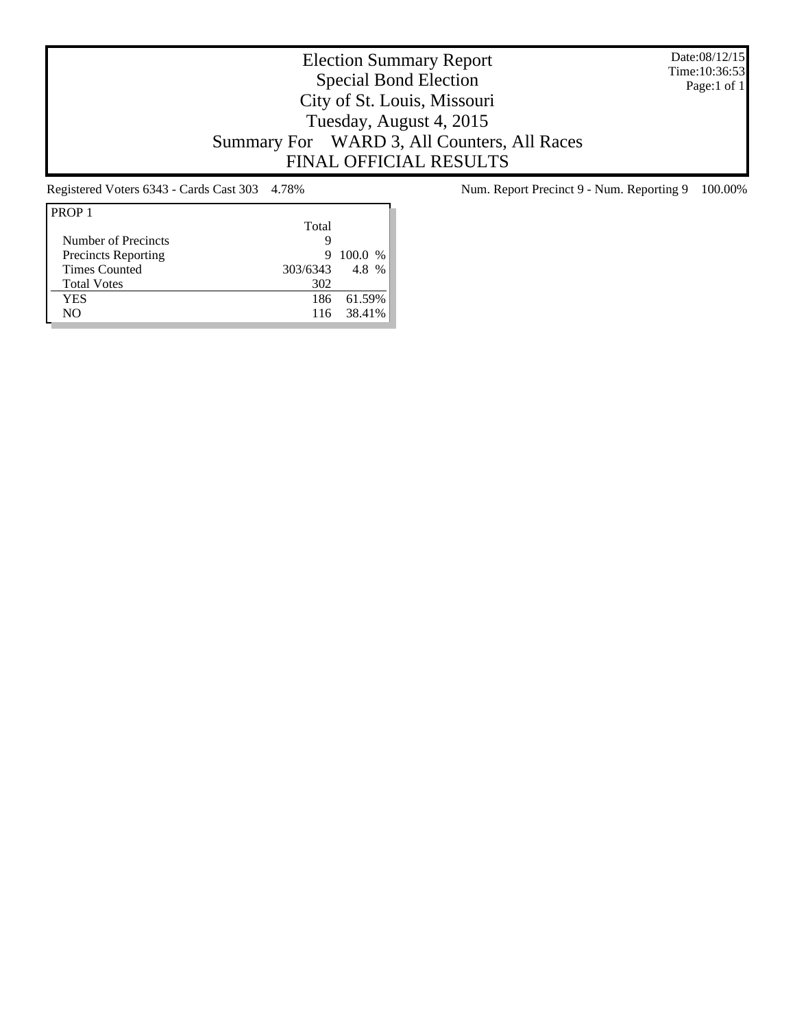# Election Summary Report

Special Bond Election

City of St. Louis, Missouri

Tuesday, August 4, 2015

Summary For WARD 3, All Counters, All Races

FINAL OFFICIAL RESULTS

Date:08/12/15
Time:10:36:53

Registered Voters 6343 - Cards Cast 303 4.78%

Num. Report Precinct 9 - Num. Reporting 9 100.00%

| PROP 1 | Total | |
|---|---|---|
| Number of Precincts | 9 | |
| Precincts Reporting | 9 | 100.0 % |
| Times Counted | 303/6343 | 4.8 % |
| Total Votes | 302 | |
| YES | 186 | 61.59% |
| NO | 116 | 38.41% |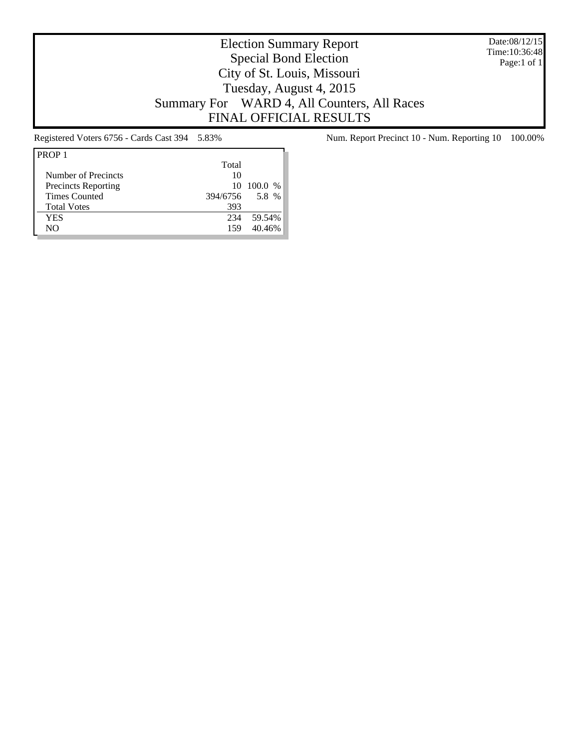# Election Summary Report

## Special Bond Election

## City of St. Louis, Missouri

## Tuesday, August 4, 2015

## Summary For WARD 4, All Counters, All Races

## FINAL OFFICIAL RESULTS

Date:08/12/15
Time:10:36:48
Page:1 of 1

Registered Voters 6756 - Cards Cast 394 5.83%

Num. Report Precinct 10 - Num. Reporting 10 100.00%

| PROP 1 | Total | |
|---|---|---|
| Number of Precincts | 10 | |
| Precincts Reporting | 10 | 100.0 % |
| Times Counted | 394/6756 | 5.8 % |
| Total Votes | 393 | |
| YES | 234 | 59.54% |
| NO | 159 | 40.46% |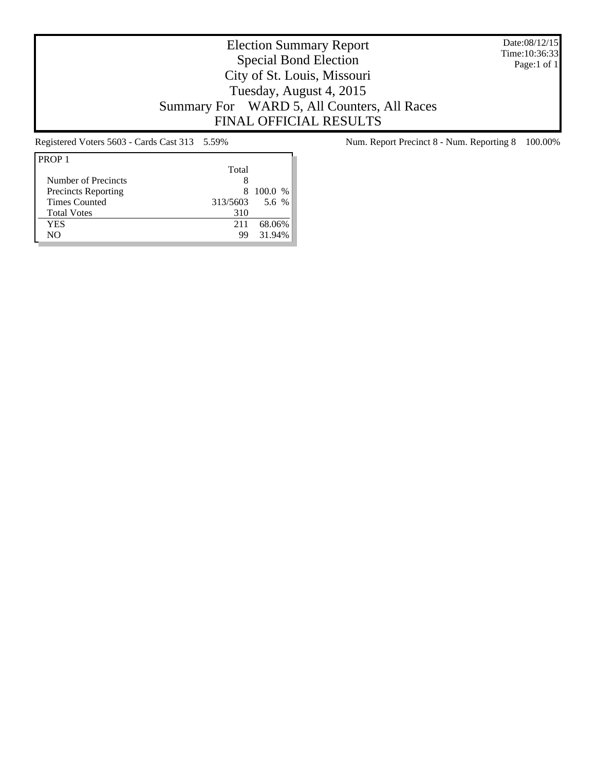# Election Summary Report

Special Bond Election
City of St. Louis, Missouri
Tuesday, August 4, 2015
Summary For WARD 5, All Counters, All Races
FINAL OFFICIAL RESULTS

Date:08/12/15
Time:10:36:33
Page:1 of 1

Registered Voters 5603 - Cards Cast 313 5.59%

Num. Report Precinct 8 - Num. Reporting 8 100.00%

| PROP 1 | Total | |
|---|---|---|
| Number of Precincts | 8 | |
| Precincts Reporting | 8 | 100.0 % |
| Times Counted | 313/5603 | 5.6 % |
| Total Votes | 310 | |
| YES | 211 | 68.06% |
| NO | 99 | 31.94% |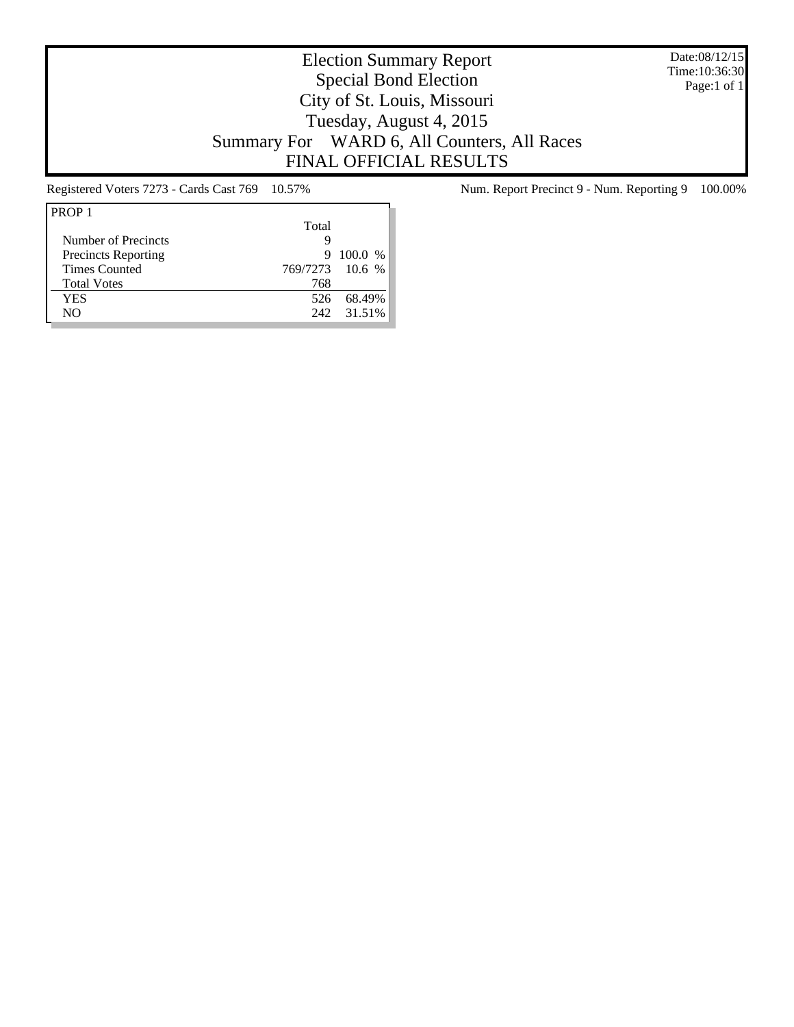# Election Summary Report
## Special Bond Election
## City of St. Louis, Missouri
## Tuesday, August 4, 2015
## Summary For WARD 6, All Counters, All Races
## FINAL OFFICIAL RESULTS

Date:08/12/15
Time:10:36:30

Registered Voters 7273 - Cards Cast 769 10.57%

Num. Report Precinct 9 - Num. Reporting 9 100.00%

| PROP 1 | Total | |
|---|---|---|
| Number of Precincts | 9 | |
| Precincts Reporting | 9 | 100.0 % |
| Times Counted | 769/7273 | 10.6 % |
| Total Votes | 768 | |
| YES | 526 | 68.49% |
| NO | 242 | 31.51% |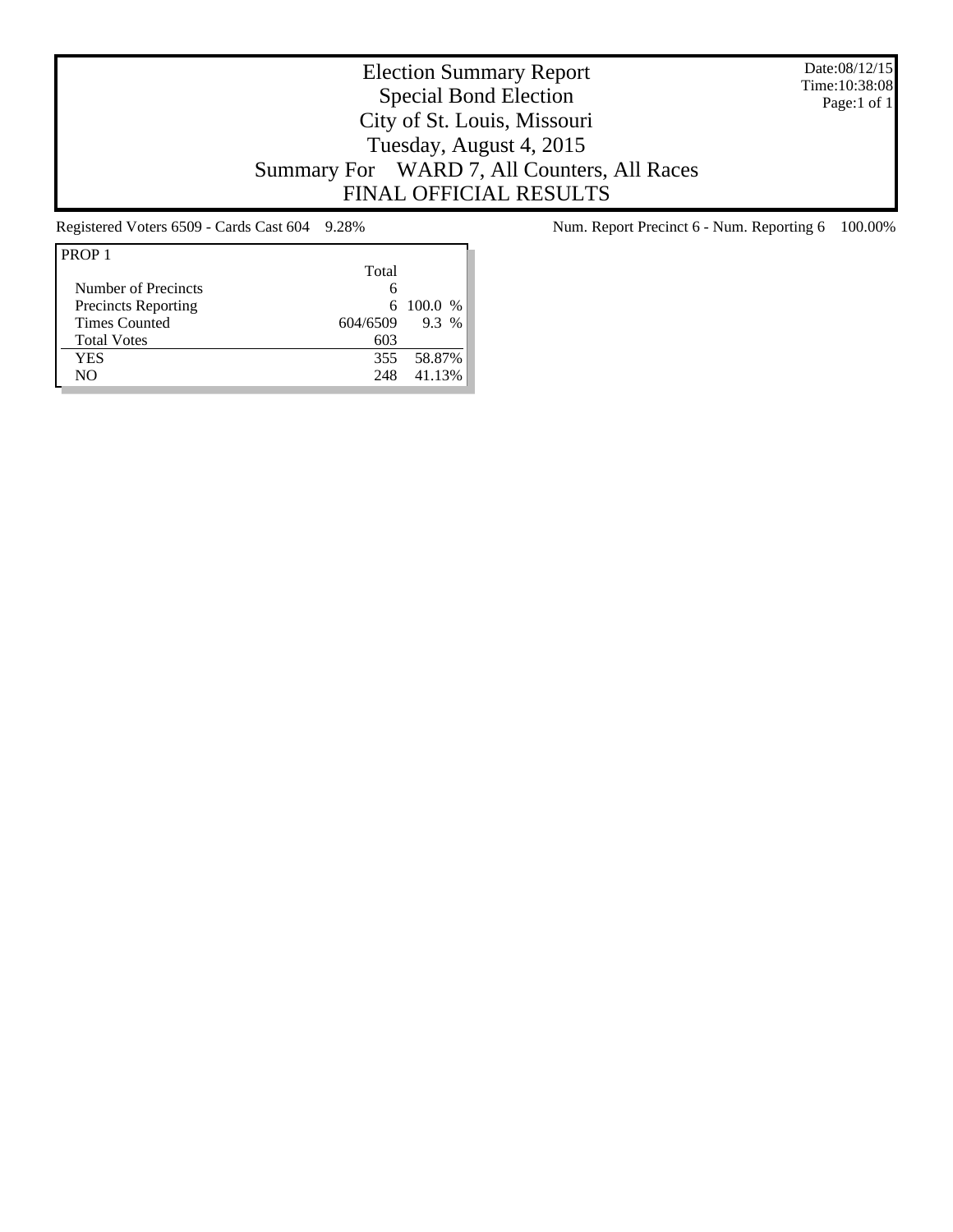# Election Summary Report
## Special Bond Election
## City of St. Louis, Missouri
## Tuesday, August 4, 2015
## Summary For WARD 7, All Counters, All Races
## FINAL OFFICIAL RESULTS

Date:08/12/15
Time:10:38:08
Page:1 of 1

Registered Voters 6509 - Cards Cast 604 9.28%

Num. Report Precinct 6 - Num. Reporting 6 100.00%

| PROP 1 | Total | |
|---|---|---|
| Number of Precincts | 6 | |
| Precincts Reporting | 6 | 100.0 % |
| Times Counted | 604/6509 | 9.3 % |
| Total Votes | 603 | |
| YES | 355 | 58.87% |
| NO | 248 | 41.13% |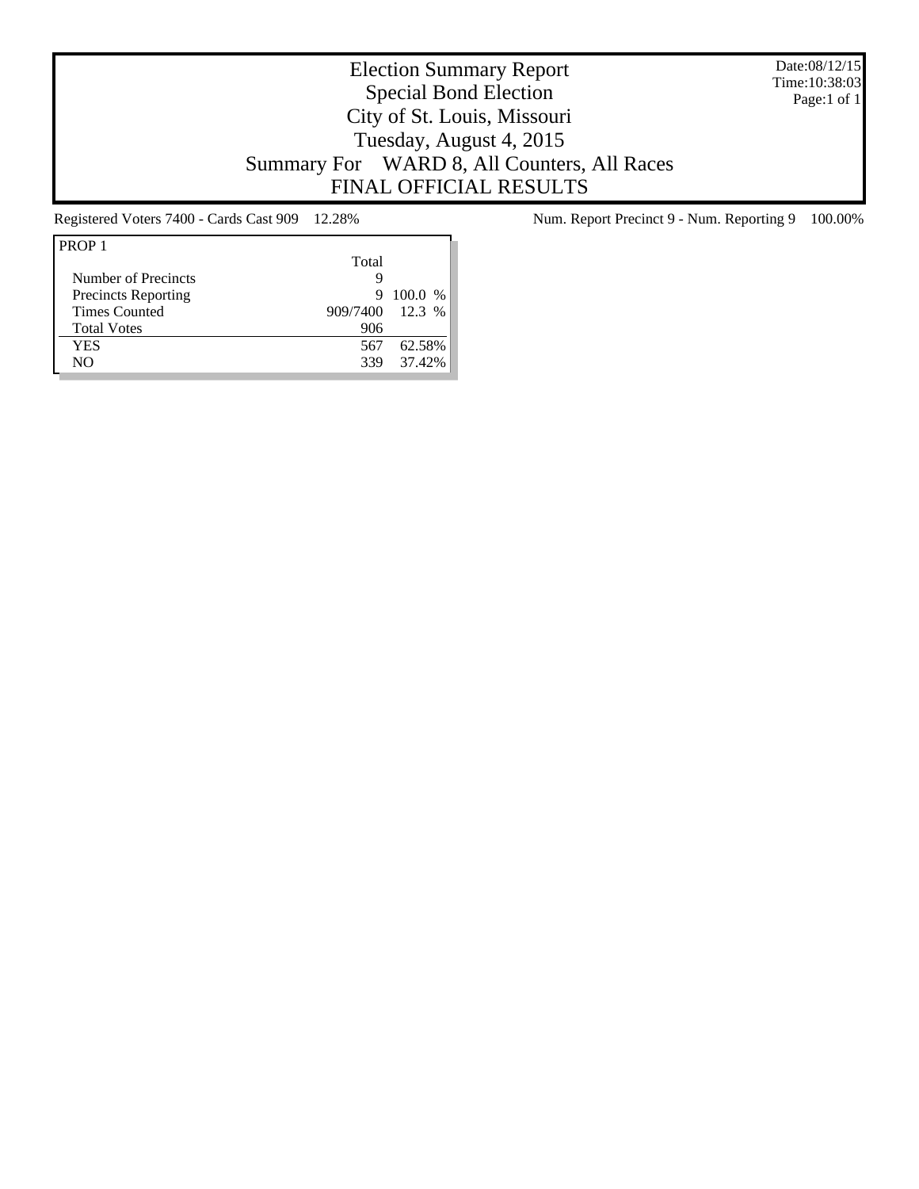# Election Summary Report
## Special Bond Election
## City of St. Louis, Missouri
## Tuesday, August 4, 2015
## Summary For WARD 8, All Counters, All Races
## FINAL OFFICIAL RESULTS

Date:08/12/15
Time:10:38:03
Page:1 of 1

Registered Voters 7400 - Cards Cast 909 12.28%

Num. Report Precinct 9 - Num. Reporting 9 100.00%

| PROP 1 | Total | |
|---|---|---|
| Number of Precincts | 9 | |
| Precincts Reporting | 9 | 100.0 % |
| Times Counted | 909/7400 | 12.3 % |
| Total Votes | 906 | |
| YES | 567 | 62.58% |
| NO | 339 | 37.42% |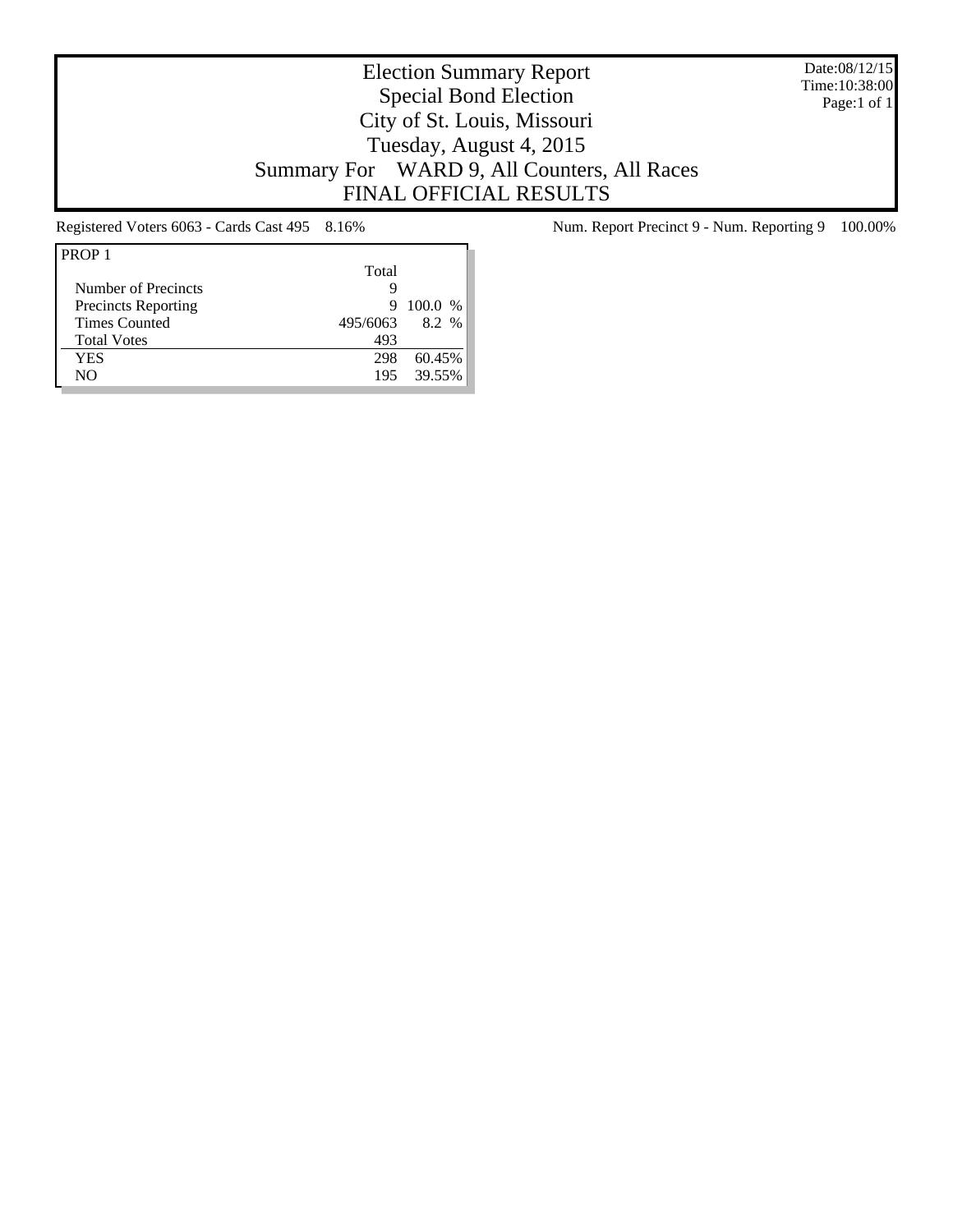# Election Summary Report

Special Bond Election
City of St. Louis, Missouri
Tuesday, August 4, 2015
Summary For WARD 9, All Counters, All Races
FINAL OFFICIAL RESULTS

Date:08/12/15
Time:10:38:00
Page:1 of 1

Registered Voters 6063 - Cards Cast 495 8.16%

Num. Report Precinct 9 - Num. Reporting 9 100.00%

| PROP 1 | Total | |
|---|---|---|
| Number of Precincts | 9 | |
| Precincts Reporting | 9 | 100.0 % |
| Times Counted | 495/6063 | 8.2 % |
| Total Votes | 493 | |
| YES | 298 | 60.45% |
| NO | 195 | 39.55% |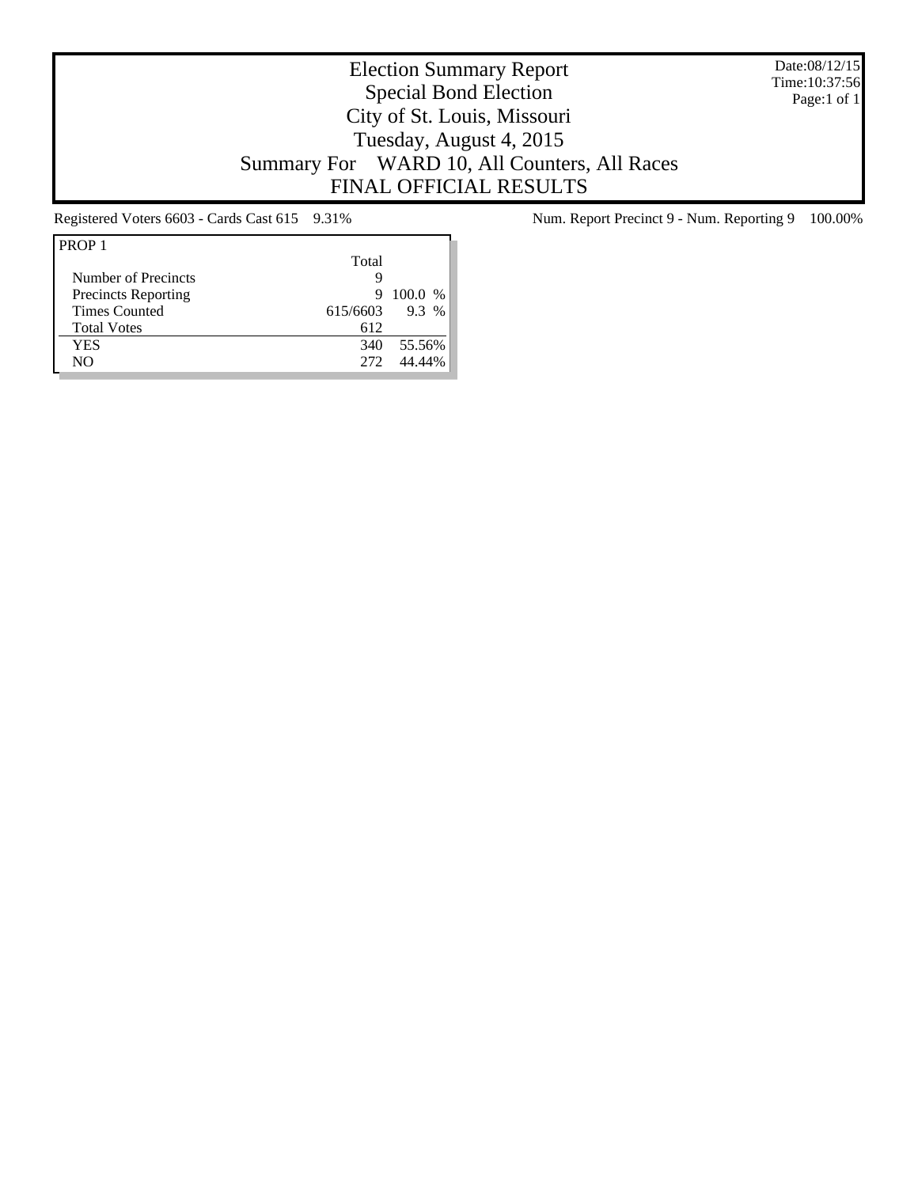# Election Summary Report
## Special Bond Election
## City of St. Louis, Missouri
## Tuesday, August 4, 2015
## Summary For WARD 10, All Counters, All Races
## FINAL OFFICIAL RESULTS

Date:08/12/15
Time:10:37:56
Page:1 of 1

Registered Voters 6603 - Cards Cast 615 9.31%

Num. Report Precinct 9 - Num. Reporting 9 100.00%

| PROP 1 | Total | |
|---|---|---|
| Number of Precincts | 9 | |
| Precincts Reporting | 9 | 100.0 % |
| Times Counted | 615/6603 | 9.3 % |
| Total Votes | 612 | |
| YES | 340 | 55.56% |
| NO | 272 | 44.44% |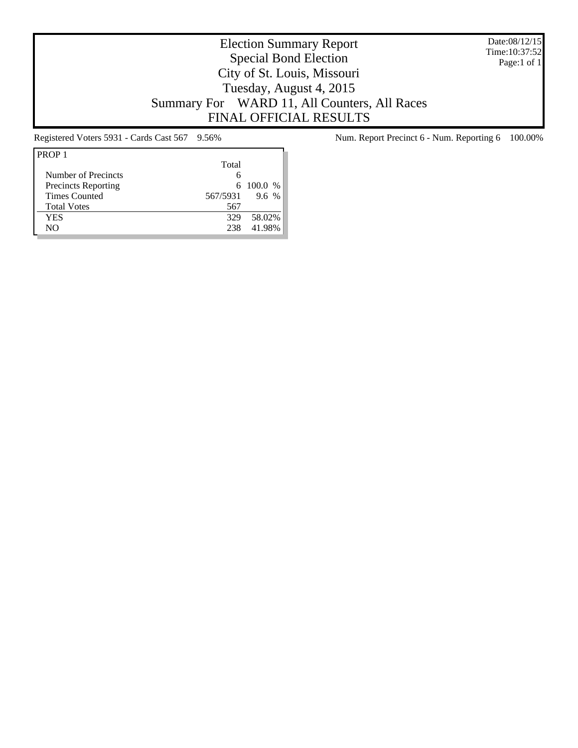# Election Summary Report
## Special Bond Election
## City of St. Louis, Missouri
## Tuesday, August 4, 2015
## Summary For WARD 11, All Counters, All Races
## FINAL OFFICIAL RESULTS

Date:08/12/15
Time:10:37:52

Registered Voters 5931 - Cards Cast 567 9.56%

Num. Report Precinct 6 - Num. Reporting 6 100.00%

| PROP 1 | Total | |
|---|---|---|
| Number of Precincts | 6 | |
| Precincts Reporting | 6 | 100.0 % |
| Times Counted | 567/5931 | 9.6 % |
| Total Votes | 567 | |
| YES | 329 | 58.02% |
| NO | 238 | 41.98% |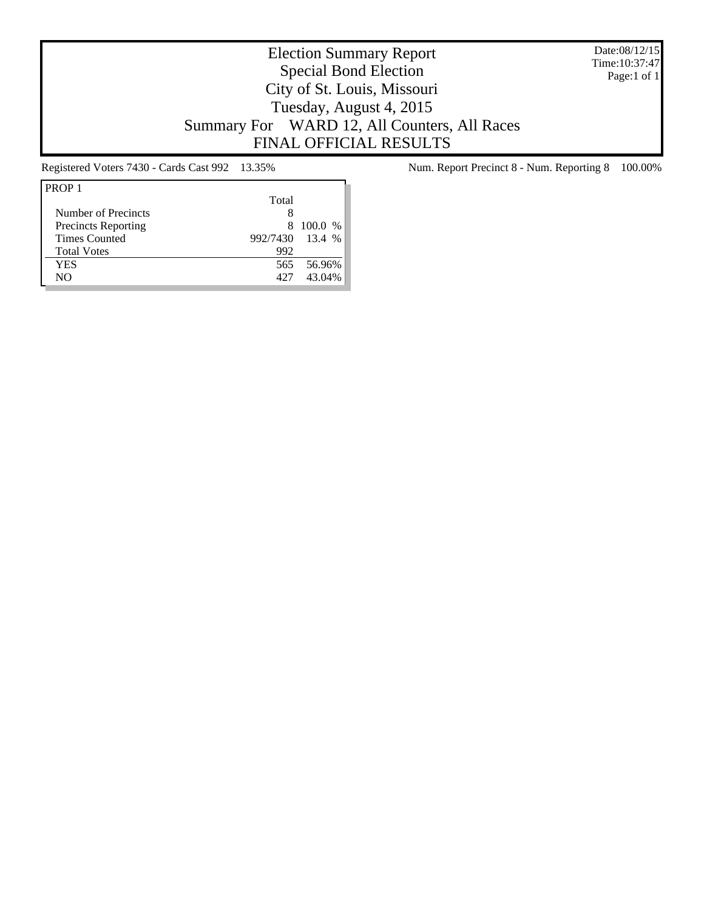# Election Summary Report

Special Bond Election

City of St. Louis, Missouri

Tuesday, August 4, 2015

Summary For WARD 12, All Counters, All Races

FINAL OFFICIAL RESULTS

Date:08/12/15
Time:10:37:47
Page:1 of 1

Registered Voters 7430 - Cards Cast 992 13.35%

Num. Report Precinct 8 - Num. Reporting 8 100.00%

| PROP 1 | Total | |
|---|---|---|
| Number of Precincts | 8 | |
| Precincts Reporting | 8 | 100.0 % |
| Times Counted | 992/7430 | 13.4 % |
| Total Votes | 992 | |
| YES | 565 | 56.96% |
| NO | 427 | 43.04% |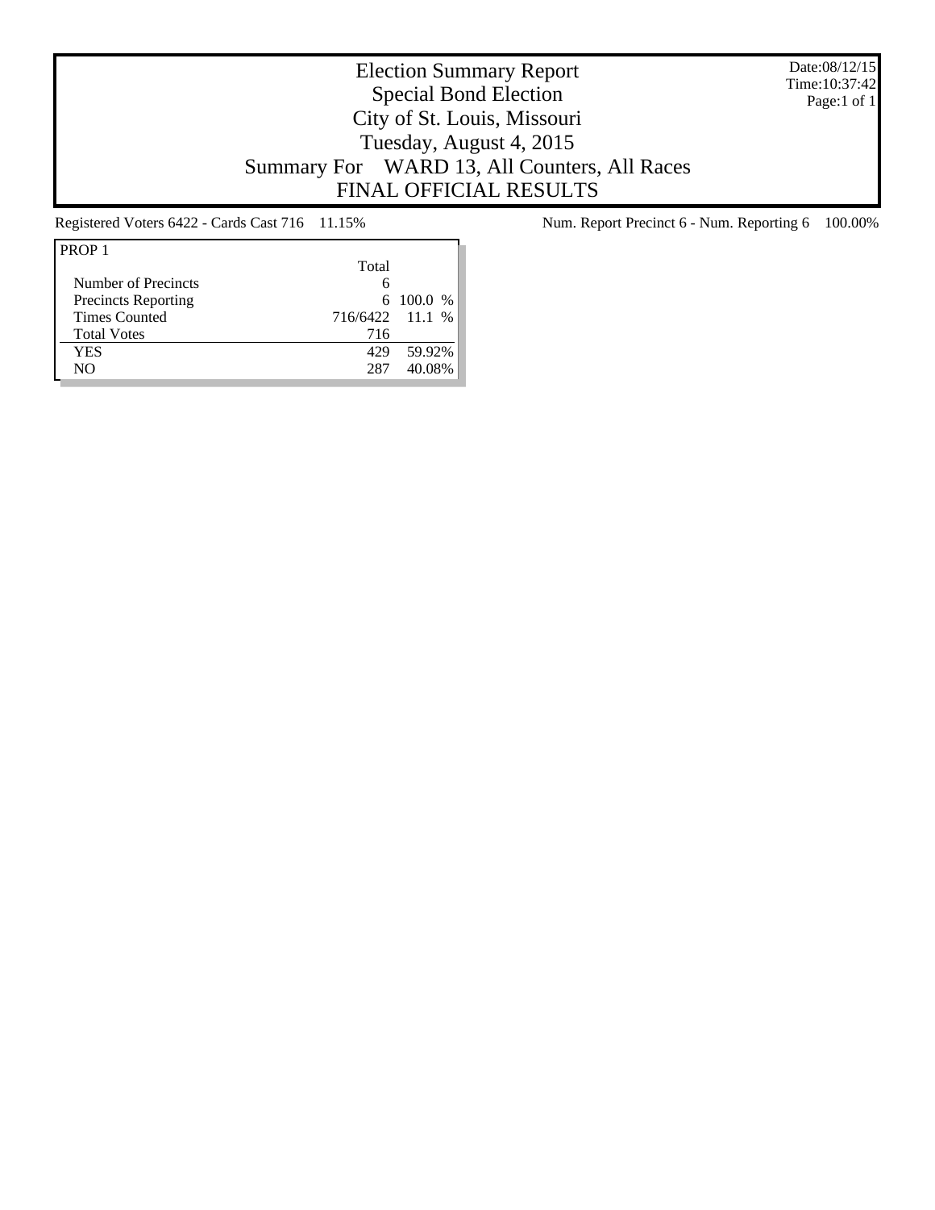# Election Summary Report
## Special Bond Election
## City of St. Louis, Missouri
## Tuesday, August 4, 2015
## Summary For WARD 13, All Counters, All Races
## FINAL OFFICIAL RESULTS

Date:08/12/15
Time:10:37:42

Registered Voters 6422 - Cards Cast 716 11.15%

Num. Report Precinct 6 - Num. Reporting 6 100.00%

| PROP 1 | Total | |
|---|---|---|
| Number of Precincts | 6 | |
| Precincts Reporting | 6 | 100.0 % |
| Times Counted | 716/6422 | 11.1 % |
| Total Votes | 716 | |
| YES | 429 | 59.92% |
| NO | 287 | 40.08% |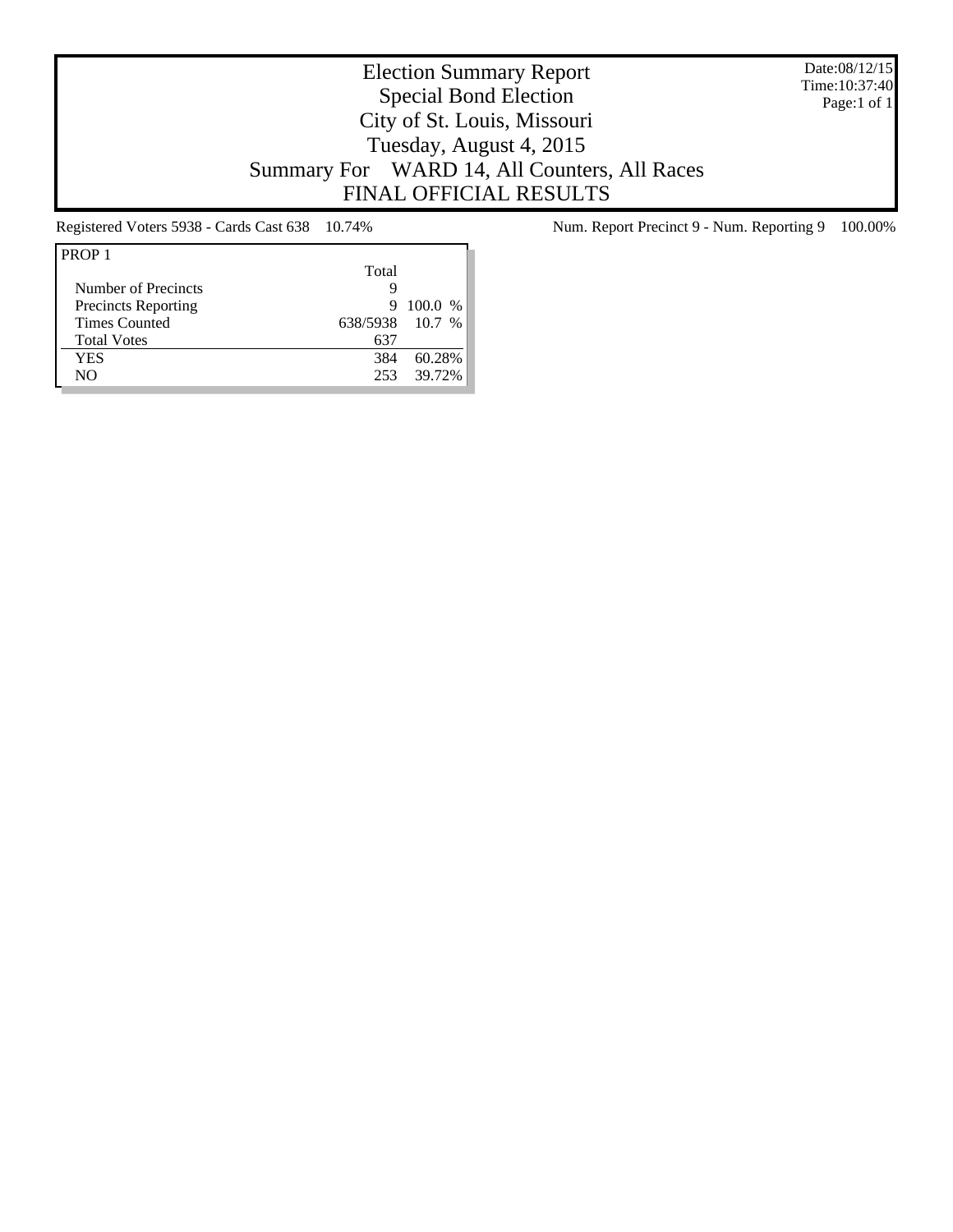# Election Summary Report

## Special Bond Election

## City of St. Louis, Missouri

## Tuesday, August 4, 2015

## Summary For WARD 14, All Counters, All Races

## FINAL OFFICIAL RESULTS

Date:08/12/15
Time:10:37:40
Page:1 of 1

Registered Voters 5938 - Cards Cast 638 10.74%

Num. Report Precinct 9 - Num. Reporting 9 100.00%

| PROP 1 | Total | |
|---|---|---|
| Number of Precincts | 9 | |
| Precincts Reporting | 9 | 100.0 % |
| Times Counted | 638/5938 | 10.7 % |
| Total Votes | 637 | |
| YES | 384 | 60.28% |
| NO | 253 | 39.72% |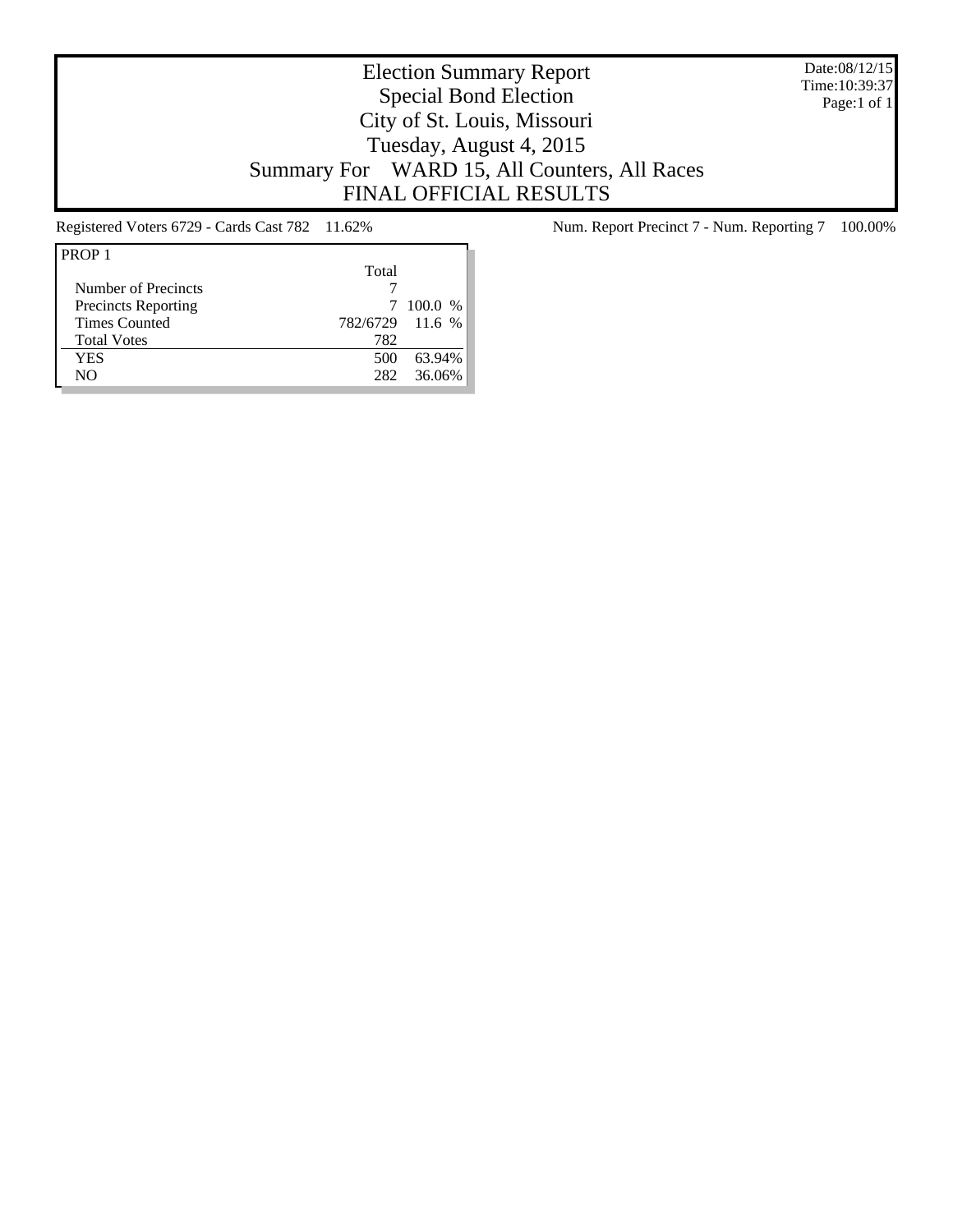# Election Summary Report

## Special Bond Election

## City of St. Louis, Missouri

## Tuesday, August 4, 2015

## Summary For WARD 15, All Counters, All Races

## FINAL OFFICIAL RESULTS

Date:08/12/15
Time:10:39:37

Registered Voters 6729 - Cards Cast 782 11.62%

Num. Report Precinct 7 - Num. Reporting 7 100.00%

| PROP 1 | Total | |
|---|---|---|
| Number of Precincts | 7 | |
| Precincts Reporting | 7 | 100.0 % |
| Times Counted | 782/6729 | 11.6 % |
| Total Votes | 782 | |
| YES | 500 | 63.94% |
| NO | 282 | 36.06% |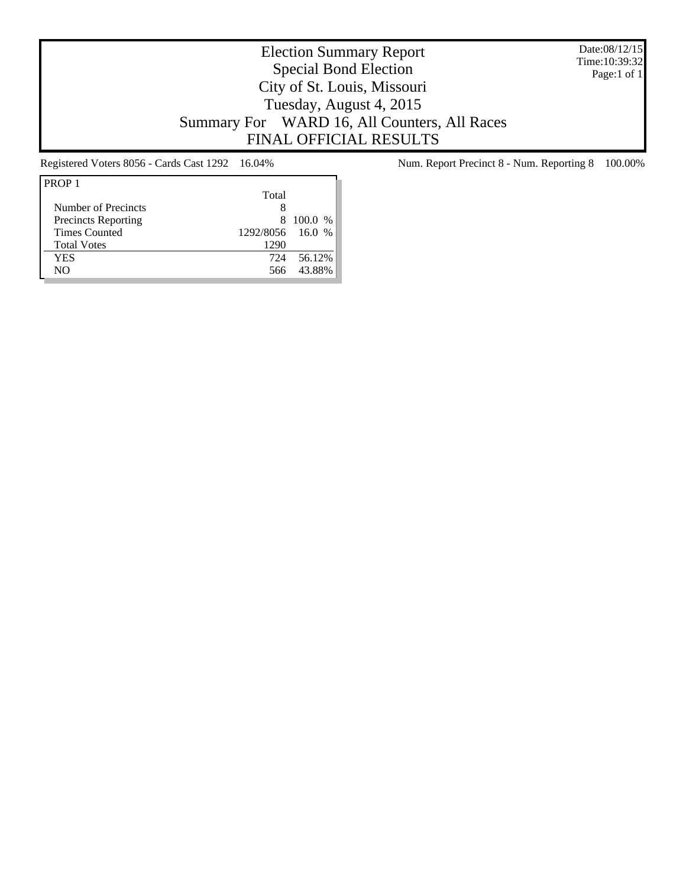# Election Summary Report

## Special Bond Election

## City of St. Louis, Missouri

## Tuesday, August 4, 2015

## Summary For WARD 16, All Counters, All Races

## FINAL OFFICIAL RESULTS

Date:08/12/15
Time:10:39:32

Registered Voters 8056 - Cards Cast 1292 16.04%

Num. Report Precinct 8 - Num. Reporting 8 100.00%

**PROP 1**

| | Total | |
|---|---|---|
| Number of Precincts | 8 | |
| Precincts Reporting | 8 | 100.0 % |
| Times Counted | 1292/8056 | 16.0 % |
| Total Votes | 1290 | |
| YES | 724 | 56.12% |
| NO | 566 | 43.88% |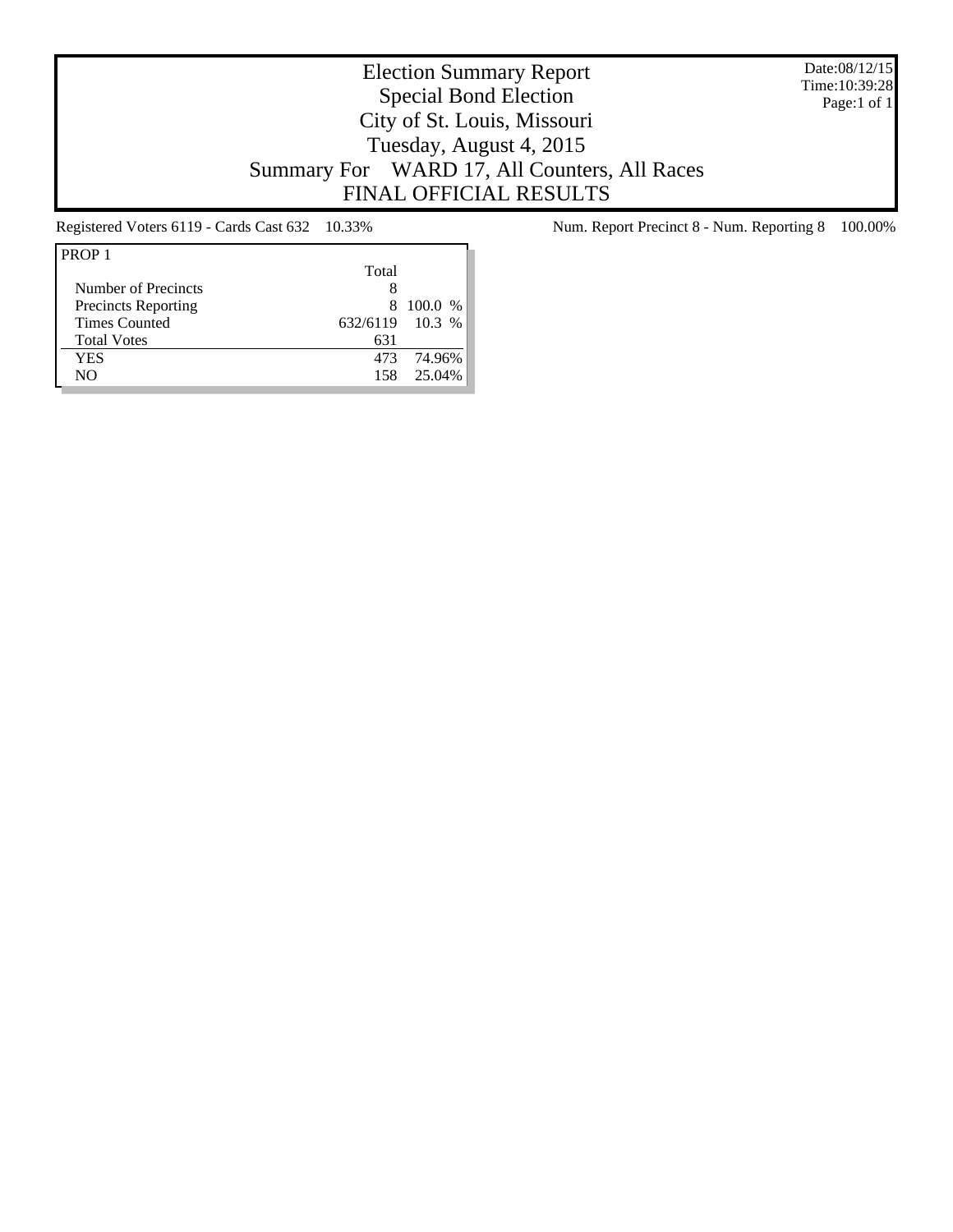# Election Summary Report
## Special Bond Election
## City of St. Louis, Missouri
## Tuesday, August 4, 2015
## Summary For WARD 17, All Counters, All Races
## FINAL OFFICIAL RESULTS

Date:08/12/15
Time:10:39:28
Page:1 of 1

Registered Voters 6119 - Cards Cast 632 10.33%

Num. Report Precinct 8 - Num. Reporting 8 100.00%

| PROP 1 | Total | |
|---|---|---|
| Number of Precincts | 8 | |
| Precincts Reporting | 8 | 100.0 % |
| Times Counted | 632/6119 | 10.3 % |
| Total Votes | 631 | |
| YES | 473 | 74.96% |
| NO | 158 | 25.04% |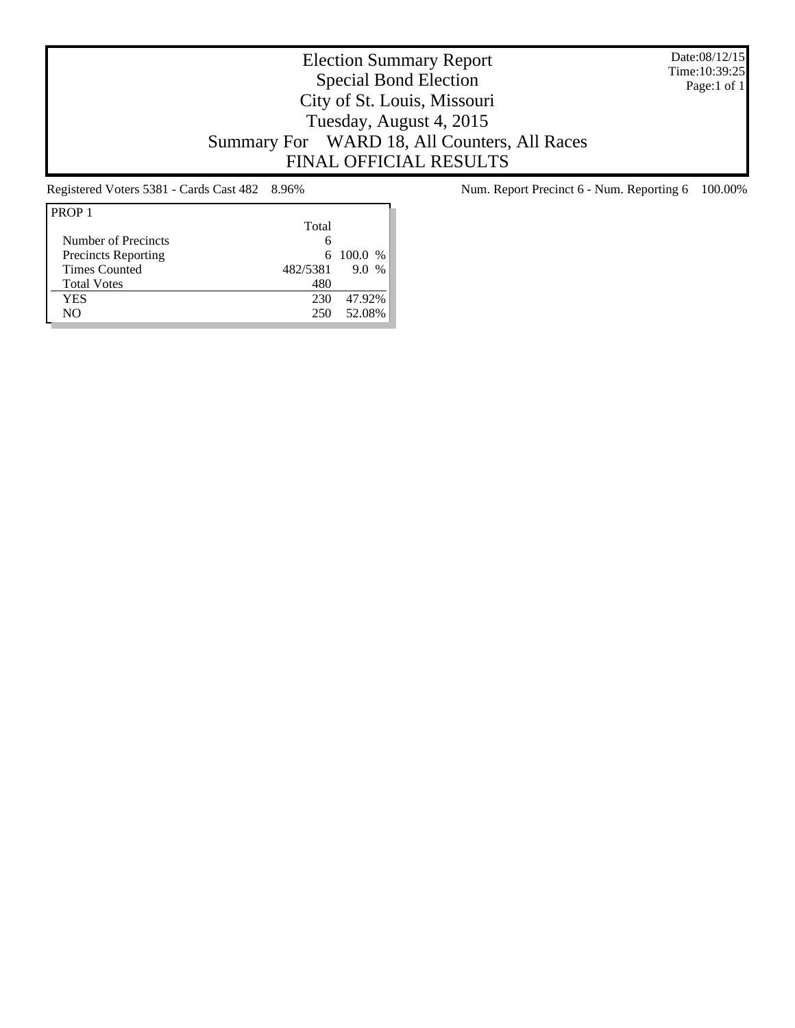# Election Summary Report
## Special Bond Election
## City of St. Louis, Missouri
## Tuesday, August 4, 2015
## Summary For WARD 18, All Counters, All Races
## FINAL OFFICIAL RESULTS

Date:08/12/15
Time:10:39:25
Page:1 of 1

Registered Voters 5381 - Cards Cast 482 8.96%

Num. Report Precinct 6 - Num. Reporting 6 100.00%

| PROP 1 | Total | |
|---|---|---|
| Number of Precincts | 6 | |
| Precincts Reporting | 6 | 100.0 % |
| Times Counted | 482/5381 | 9.0 % |
| Total Votes | 480 | |
| YES | 230 | 47.92% |
| NO | 250 | 52.08% |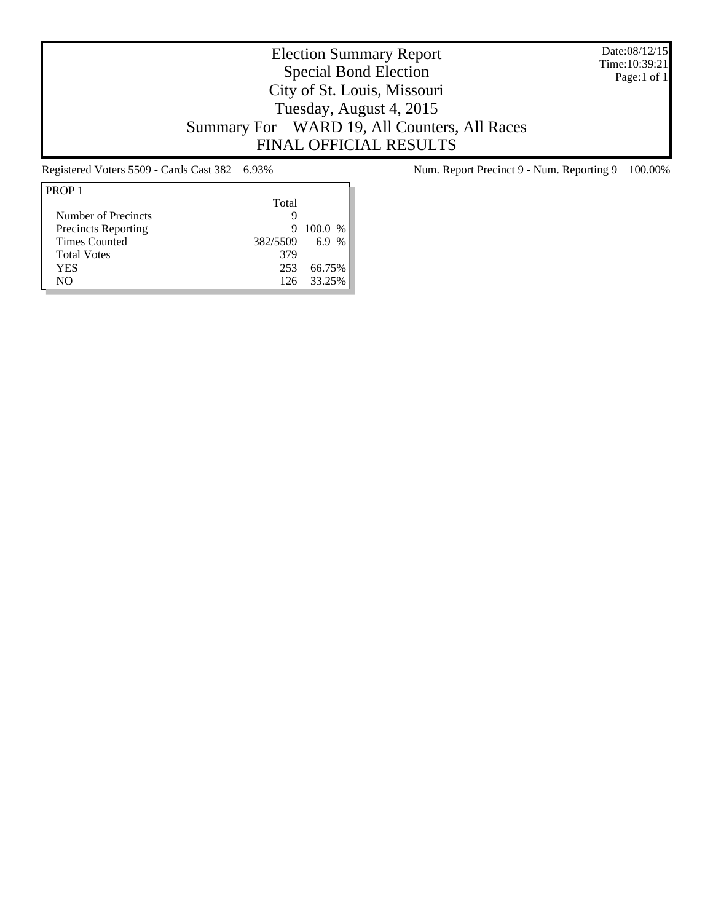# Election Summary Report
## Special Bond Election
## City of St. Louis, Missouri
## Tuesday, August 4, 2015
## Summary For WARD 19, All Counters, All Races
## FINAL OFFICIAL RESULTS

Date:08/12/15
Time:10:39:21

Registered Voters 5509 - Cards Cast 382 6.93%

Num. Report Precinct 9 - Num. Reporting 9 100.00%

| PROP 1 | Total | |
|---|---|---|
| Number of Precincts | 9 | |
| Precincts Reporting | 9 | 100.0 % |
| Times Counted | 382/5509 | 6.9 % |
| Total Votes | 379 | |
| YES | 253 | 66.75% |
| NO | 126 | 33.25% |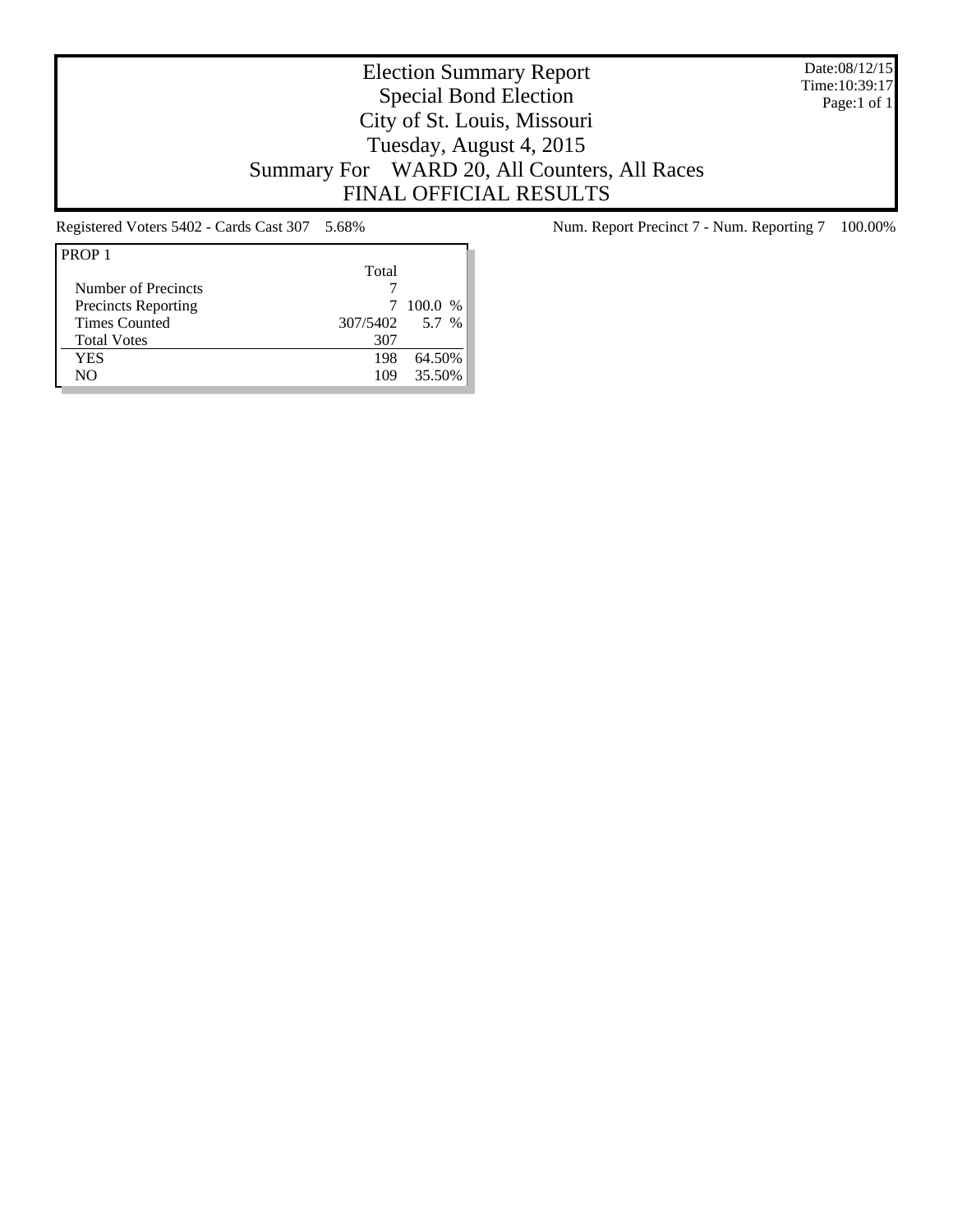# Election Summary Report
## Special Bond Election
## City of St. Louis, Missouri
## Tuesday, August 4, 2015
## Summary For WARD 20, All Counters, All Races
## FINAL OFFICIAL RESULTS

Date:08/12/15
Time:10:39:17
Page:1 of 1

Registered Voters 5402 - Cards Cast 307 5.68%

Num. Report Precinct 7 - Num. Reporting 7 100.00%

| PROP 1 | Total | |
|---|---|---|
| Number of Precincts | 7 | |
| Precincts Reporting | 7 | 100.0 % |
| Times Counted | 307/5402 | 5.7 % |
| Total Votes | 307 | |
| YES | 198 | 64.50% |
| NO | 109 | 35.50% |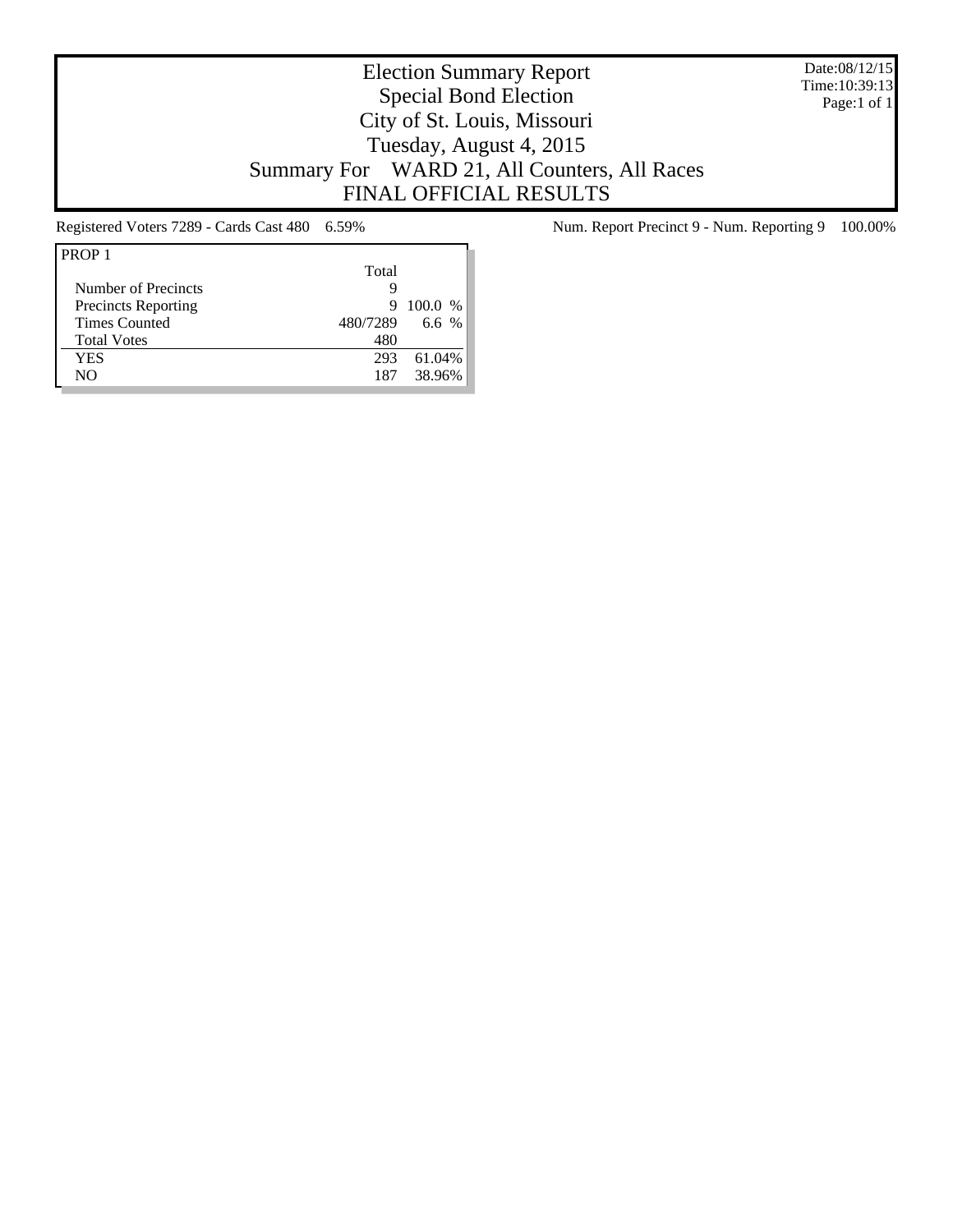# Election Summary Report

## Special Bond Election

## City of St. Louis, Missouri

## Tuesday, August 4, 2015

## Summary For WARD 21, All Counters, All Races

## FINAL OFFICIAL RESULTS

Date:08/12/15
Time:10:39:13

Registered Voters 7289 - Cards Cast 480 6.59%

Num. Report Precinct 9 - Num. Reporting 9 100.00%

| PROP 1 | Total | |
|---|---|---|
| Number of Precincts | 9 | |
| Precincts Reporting | 9 | 100.0 % |
| Times Counted | 480/7289 | 6.6 % |
| Total Votes | 480 | |
| YES | 293 | 61.04% |
| NO | 187 | 38.96% |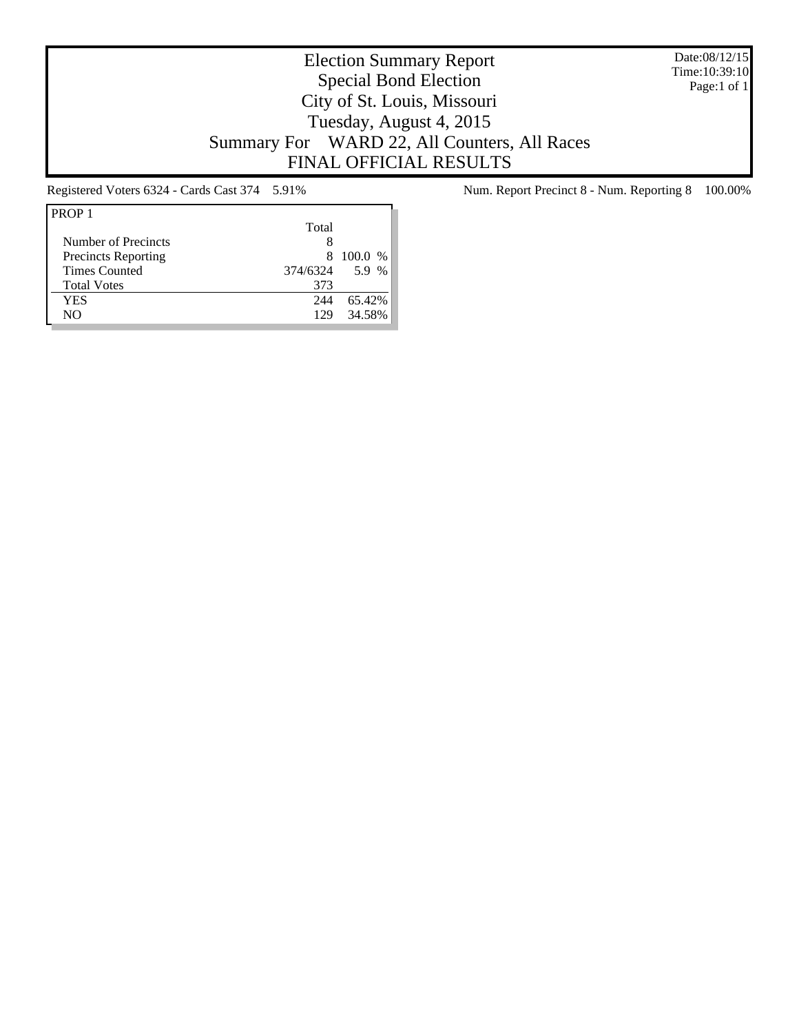# Election Summary Report
## Special Bond Election
## City of St. Louis, Missouri
## Tuesday, August 4, 2015
## Summary For WARD 22, All Counters, All Races
## FINAL OFFICIAL RESULTS

Date:08/12/15
Time:10:39:10
Page:1 of 1

Registered Voters 6324 - Cards Cast 374 5.91%

Num. Report Precinct 8 - Num. Reporting 8 100.00%

| PROP 1 | Total | |
|---|---|---|
| Number of Precincts | 8 | |
| Precincts Reporting | 8 | 100.0 % |
| Times Counted | 374/6324 | 5.9 % |
| Total Votes | 373 | |
| YES | 244 | 65.42% |
| NO | 129 | 34.58% |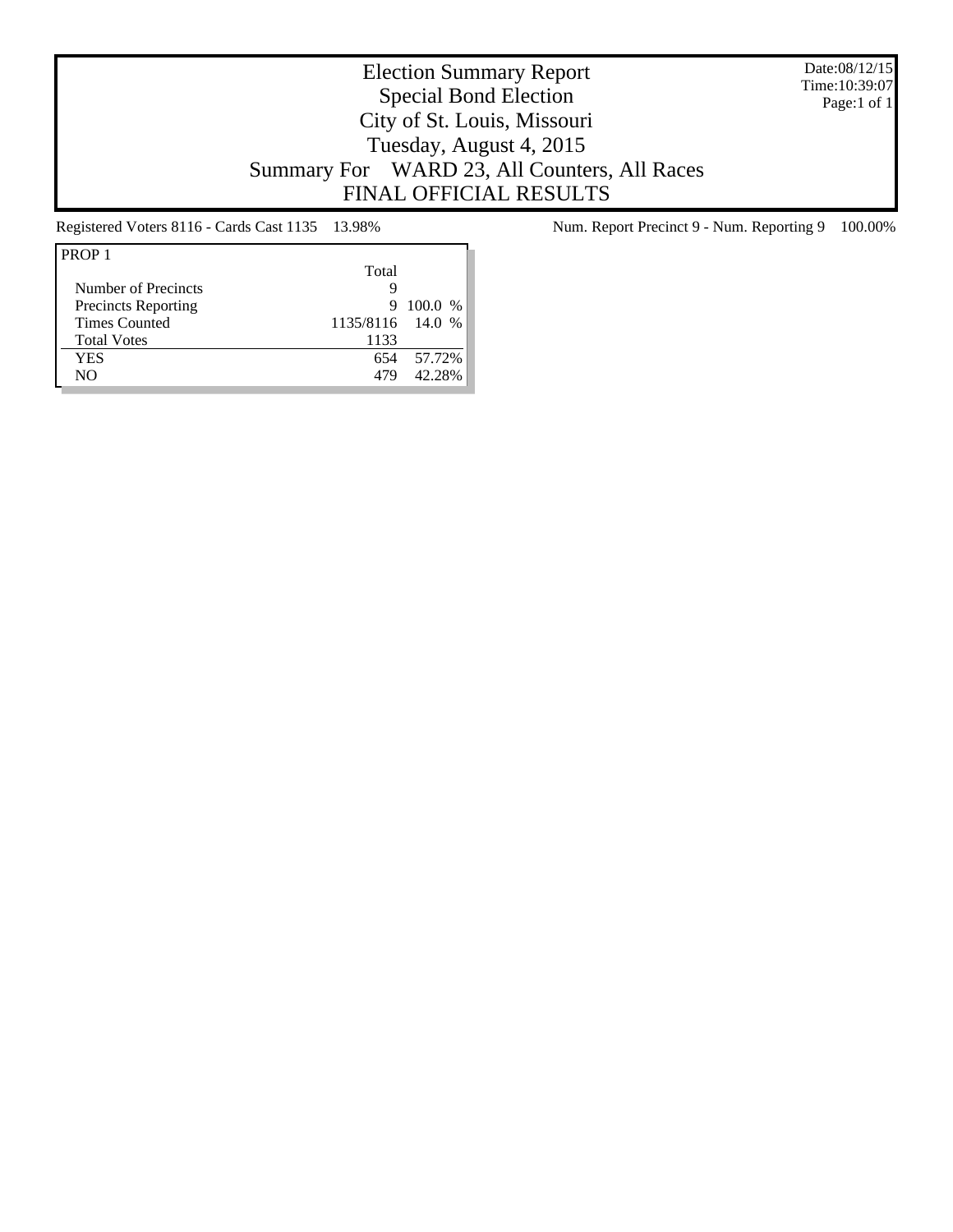# Election Summary Report

Special Bond Election
City of St. Louis, Missouri
Tuesday, August 4, 2015
Summary For WARD 23, All Counters, All Races
FINAL OFFICIAL RESULTS

Date:08/12/15
Time:10:39:07
Page:1 of 1

Registered Voters 8116 - Cards Cast 1135 13.98%

Num. Report Precinct 9 - Num. Reporting 9 100.00%

| PROP 1 | Total | |
|---|---|---|
| Number of Precincts | 9 | |
| Precincts Reporting | 9 | 100.0 % |
| Times Counted | 1135/8116 | 14.0 % |
| Total Votes | 1133 | |
| YES | 654 | 57.72% |
| NO | 479 | 42.28% |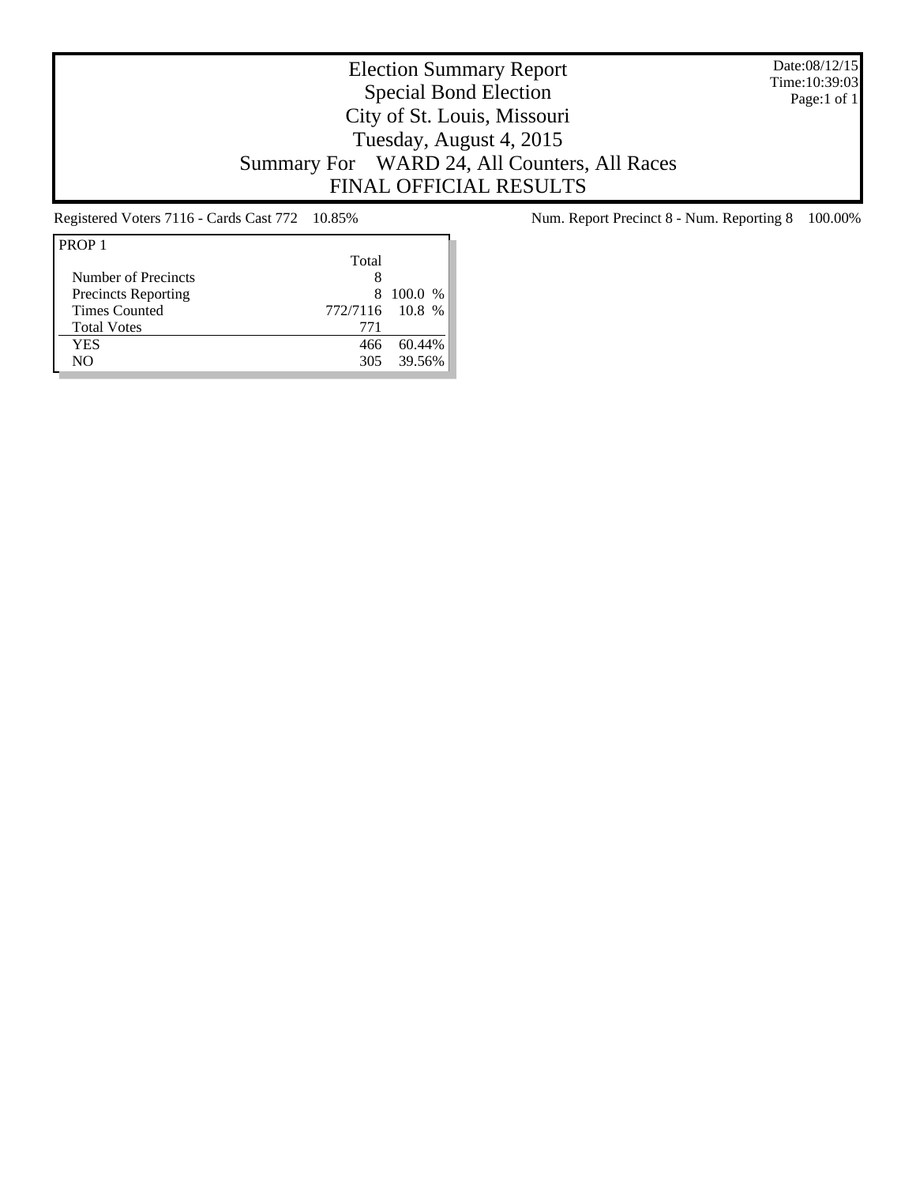# Election Summary Report
## Special Bond Election
## City of St. Louis, Missouri
## Tuesday, August 4, 2015
## Summary For WARD 24, All Counters, All Races
## FINAL OFFICIAL RESULTS

Date:08/12/15
Time:10:39:03

Registered Voters 7116 - Cards Cast 772 10.85%

Num. Report Precinct 8 - Num. Reporting 8 100.00%

**PROP 1**

| | Total | |
|---|---|---|
| Number of Precincts | 8 | |
| Precincts Reporting | 8 | 100.0 % |
| Times Counted | 772/7116 | 10.8 % |
| Total Votes | 771 | |
| YES | 466 | 60.44% |
| NO | 305 | 39.56% |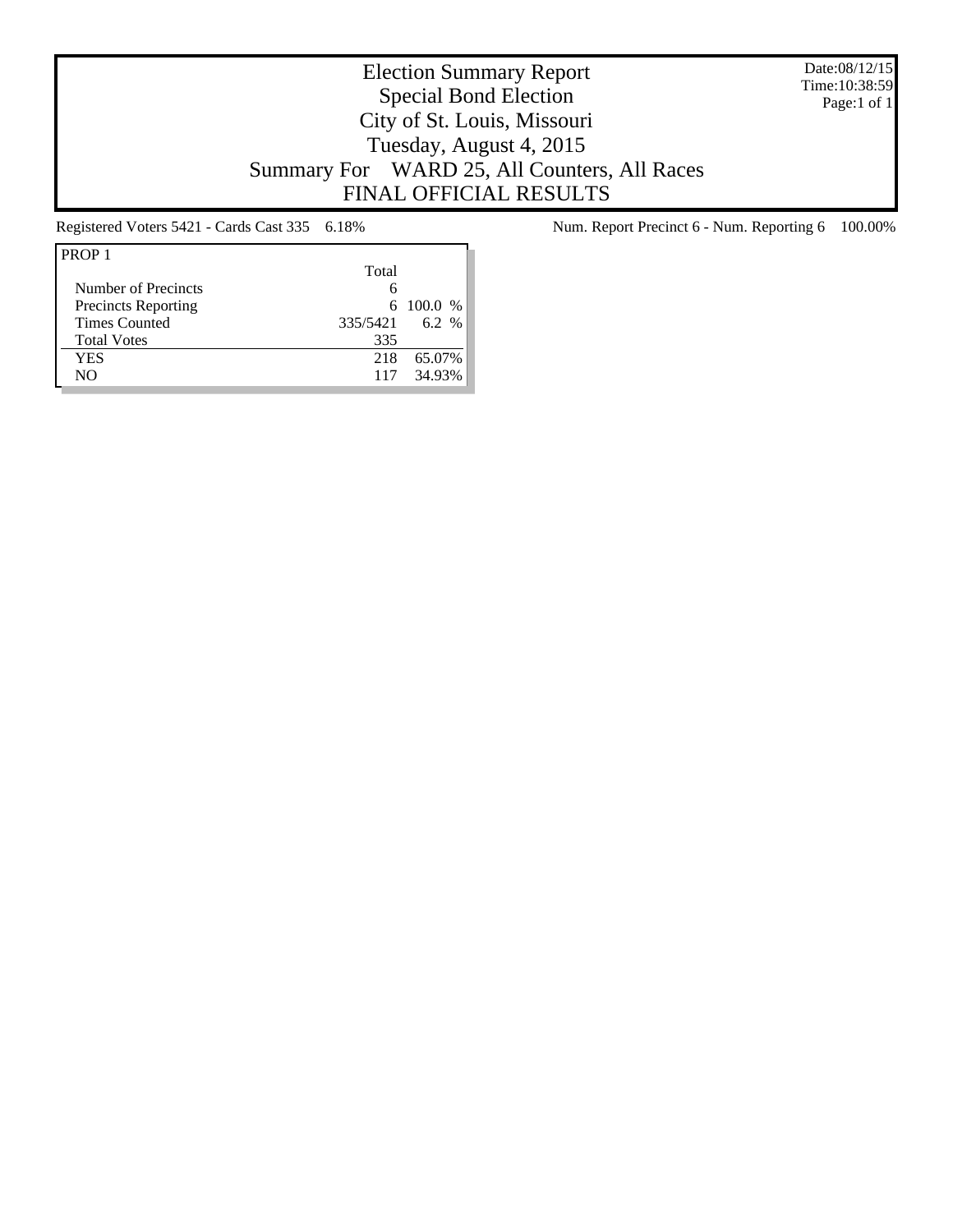# Election Summary Report
## Special Bond Election
## City of St. Louis, Missouri
## Tuesday, August 4, 2015
## Summary For WARD 25, All Counters, All Races
## FINAL OFFICIAL RESULTS

Date:08/12/15
Time:10:38:59

Registered Voters 5421 - Cards Cast 335 6.18%

Num. Report Precinct 6 - Num. Reporting 6 100.00%

| PROP 1 | Total | |
|---|---|---|
| Number of Precincts | 6 | |
| Precincts Reporting | 6 | 100.0 % |
| Times Counted | 335/5421 | 6.2 % |
| Total Votes | 335 | |
| YES | 218 | 65.07% |
| NO | 117 | 34.93% |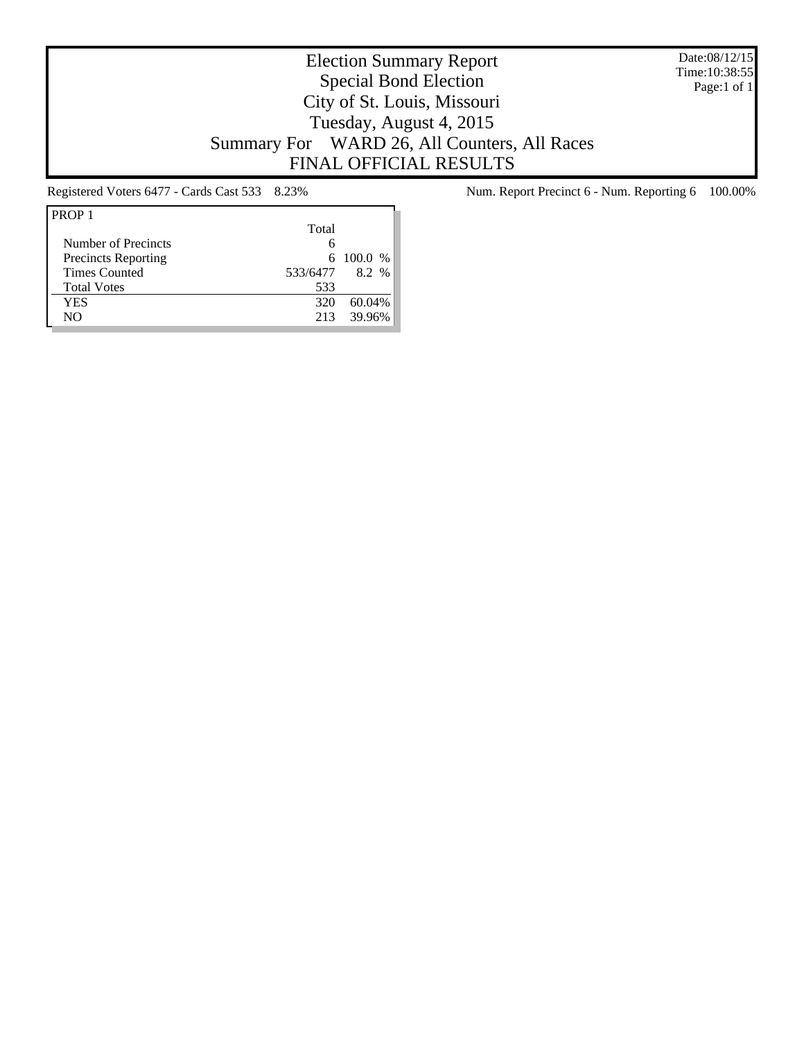# Election Summary Report
## Special Bond Election
## City of St. Louis, Missouri
## Tuesday, August 4, 2015
## Summary For WARD 26, All Counters, All Races
## FINAL OFFICIAL RESULTS

Date:08/12/15
Time:10:38:55
Page:1 of 1

Registered Voters 6477 - Cards Cast 533 8.23%

Num. Report Precinct 6 - Num. Reporting 6 100.00%

| PROP 1 | Total | |
|---|---|---|
| Number of Precincts | 6 | |
| Precincts Reporting | 6 | 100.0 % |
| Times Counted | 533/6477 | 8.2 % |
| Total Votes | 533 | |
| YES | 320 | 60.04% |
| NO | 213 | 39.96% |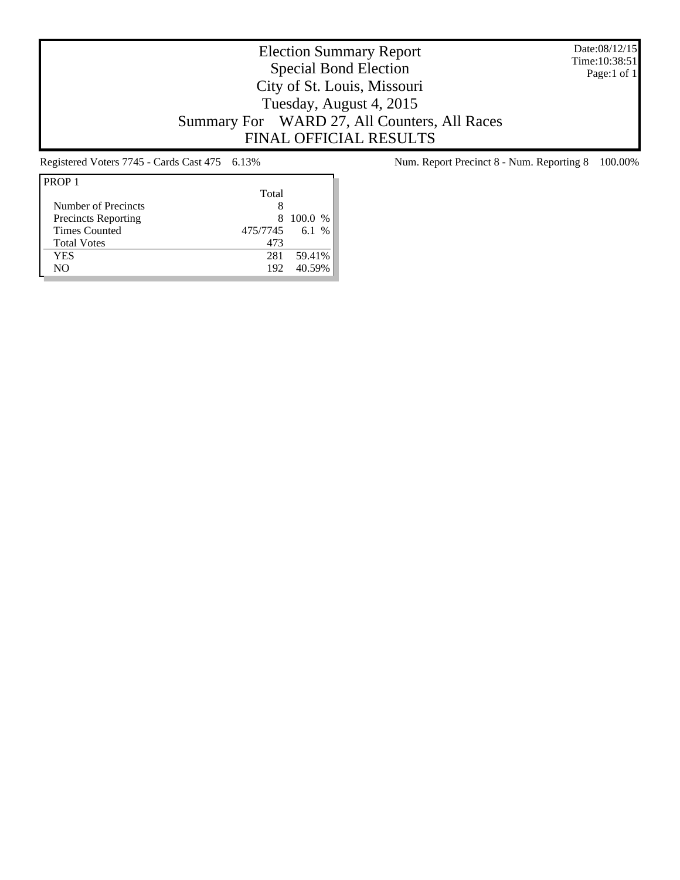# Election Summary Report
## Special Bond Election
## City of St. Louis, Missouri
## Tuesday, August 4, 2015
## Summary For WARD 27, All Counters, All Races
## FINAL OFFICIAL RESULTS

Date:08/12/15
Time:10:38:51
Page:1 of 1

Registered Voters 7745 - Cards Cast 475 6.13%

Num. Report Precinct 8 - Num. Reporting 8 100.00%

| PROP 1 | Total | |
|---|---|---|
| Number of Precincts | 8 | |
| Precincts Reporting | 8 | 100.0 % |
| Times Counted | 475/7745 | 6.1 % |
| Total Votes | 473 | |
| YES | 281 | 59.41% |
| NO | 192 | 40.59% |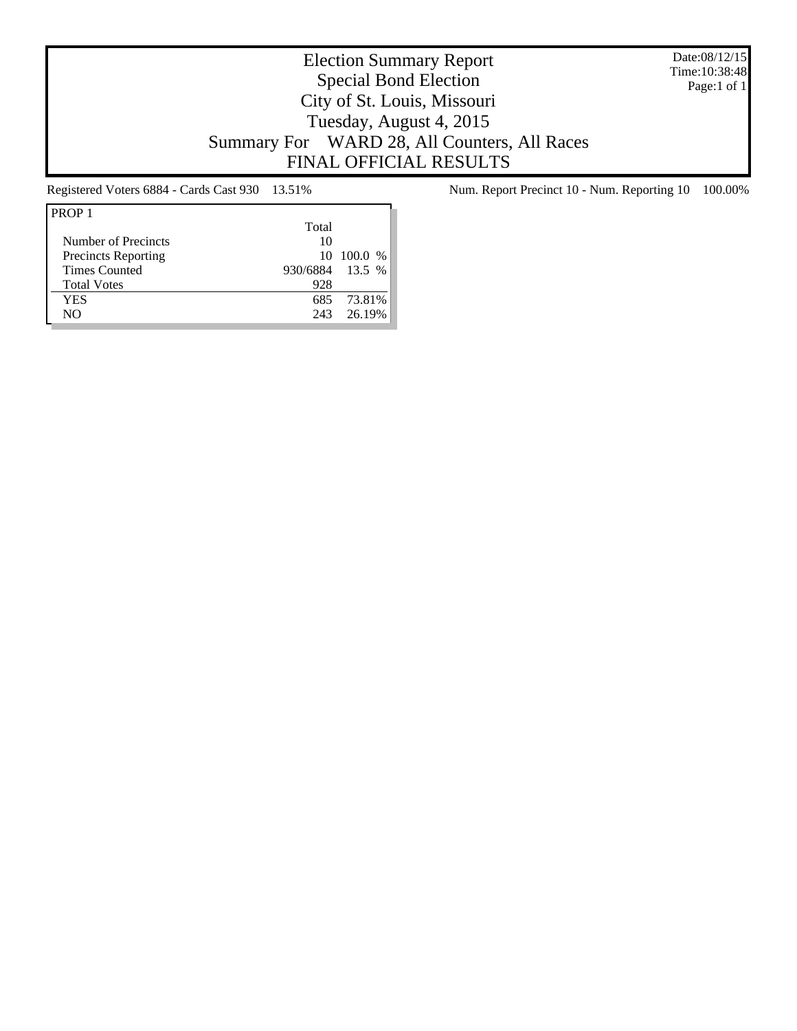# Election Summary Report
## Special Bond Election
## City of St. Louis, Missouri
## Tuesday, August 4, 2015
## Summary For WARD 28, All Counters, All Races
## FINAL OFFICIAL RESULTS

Date:08/12/15
Time:10:38:48
Page:1 of 1

Registered Voters 6884 - Cards Cast 930 13.51%

Num. Report Precinct 10 - Num. Reporting 10 100.00%

| PROP 1 | Total | |
|---|---|---|
| Number of Precincts | 10 | |
| Precincts Reporting | 10 | 100.0 % |
| Times Counted | 930/6884 | 13.5 % |
| Total Votes | 928 | |
| YES | 685 | 73.81% |
| NO | 243 | 26.19% |